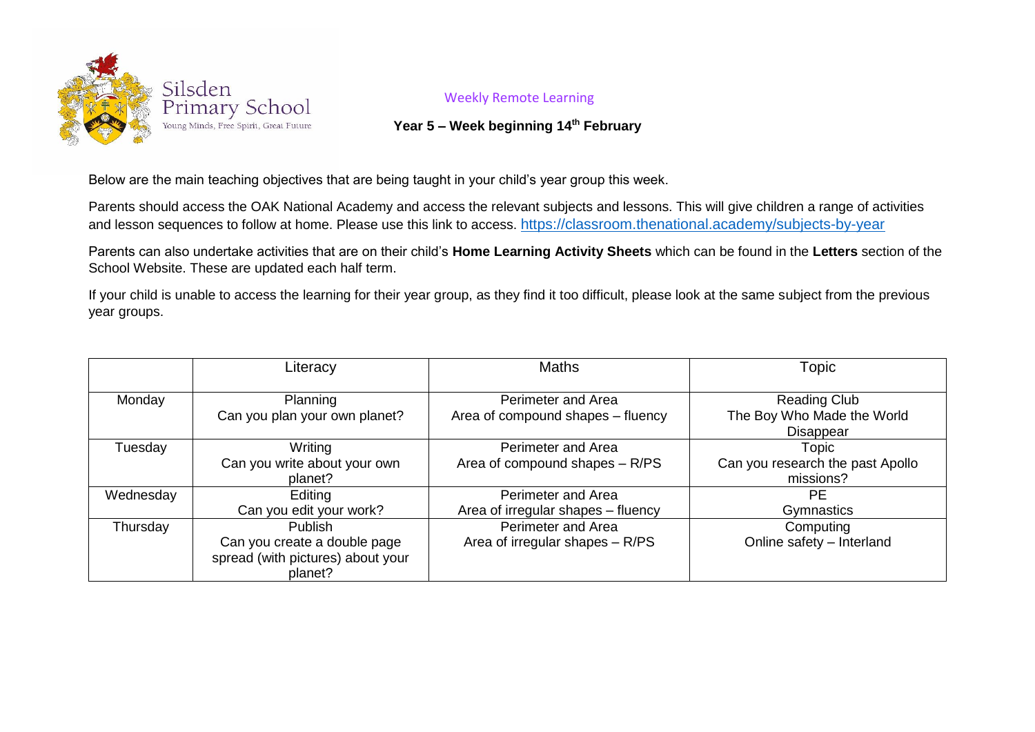Silsden Primary School

Young Minds, Free Spirit, Great Future

Weekly Remote Learning

**Year 5 – Week beginning 14th February**

Below are the main teaching objectives that are being taught in your child's year group this week.

Parents should access the OAK National Academy and access the relevant subjects and lessons. This will give children a range of activities and lesson sequences to follow at home. Please use this link to access. https://classroom.thenational.academy/subjects-by-year

Parents can also undertake activities that are on their child's **Home Learning Activity Sheets** which can be found in the **Letters** section of the School Website. These are updated each half term.

If your child is unable to access the learning for their year group, as they find it too difficult, please look at the same subject from the previous year groups.

| | Literacy | Maths | Topic |
|---|---|---|---|
| Monday | Planning<br>Can you plan your own planet? | Perimeter and Area<br>Area of compound shapes – fluency | Reading Club<br>The Boy Who Made the World Disappear |
| Tuesday | Writing<br>Can you write about your own planet? | Perimeter and Area<br>Area of compound shapes – R/PS | Topic<br>Can you research the past Apollo missions? |
| Wednesday | Editing<br>Can you edit your work? | Perimeter and Area<br>Area of irregular shapes – fluency | PE<br>Gymnastics |
| Thursday | Publish<br>Can you create a double page spread (with pictures) about your planet? | Perimeter and Area<br>Area of irregular shapes – R/PS | Computing<br>Online safety – Interland |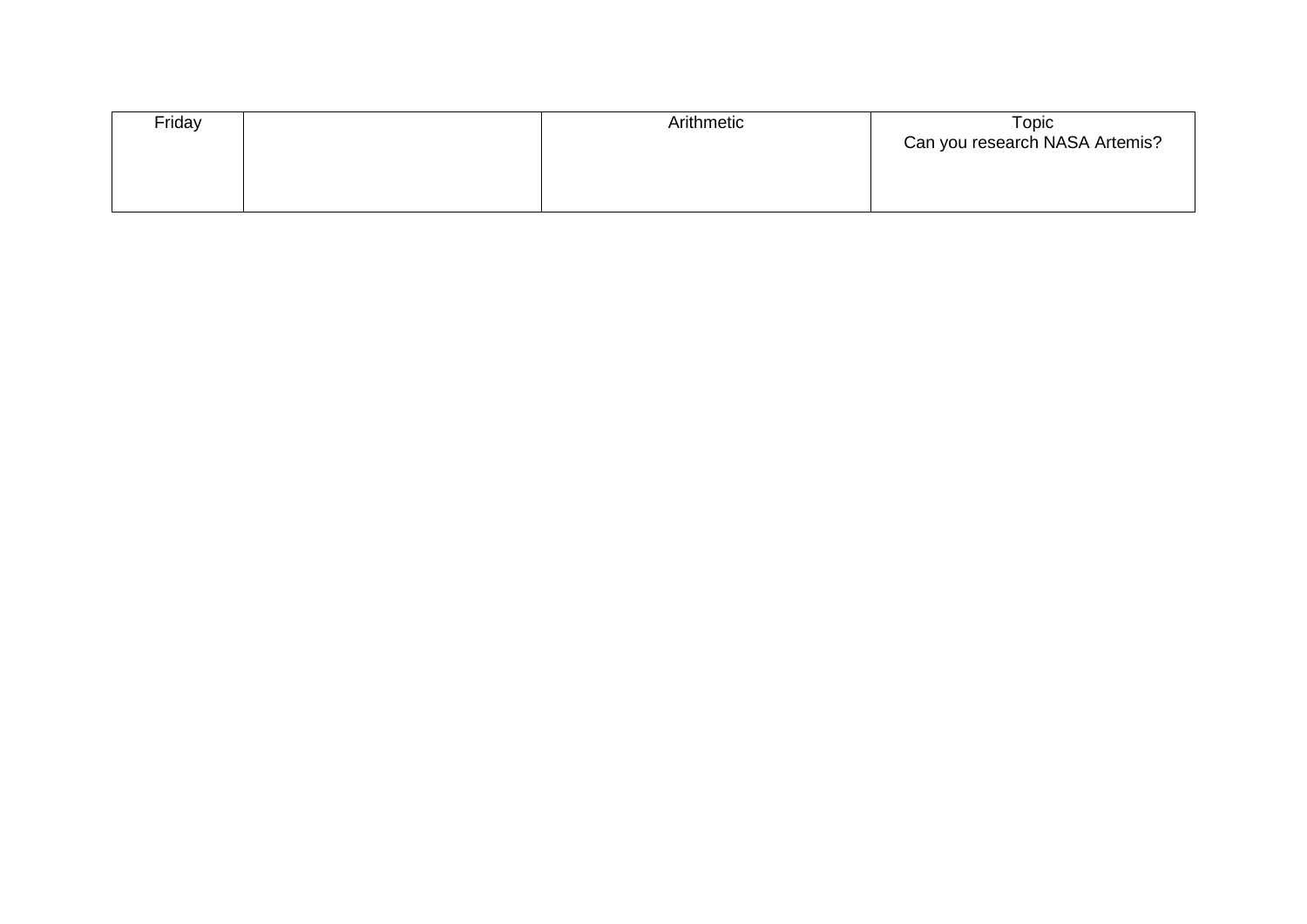| | | | |
|---|---|---|---|
| Friday | | Arithmetic | Topic<br>Can you research NASA Artemis? |